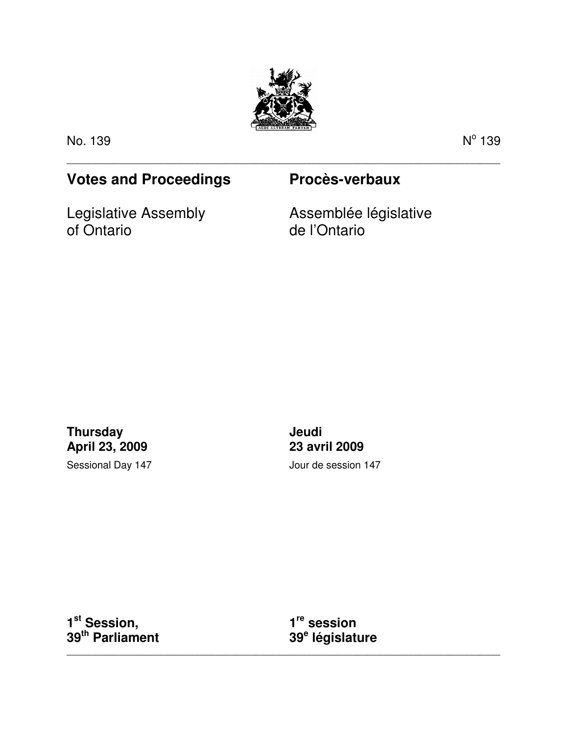No. 139

N° 139

# Votes and Proceedings

# Procès-verbaux

Legislative Assembly of Ontario

Assemblée législative de l'Ontario

**Thursday**
**April 23, 2009**

Sessional Day 147

**Jeudi**
**23 avril 2009**

Jour de session 147

**1st Session,**
**39th Parliament**

**1re session**
**39e législature**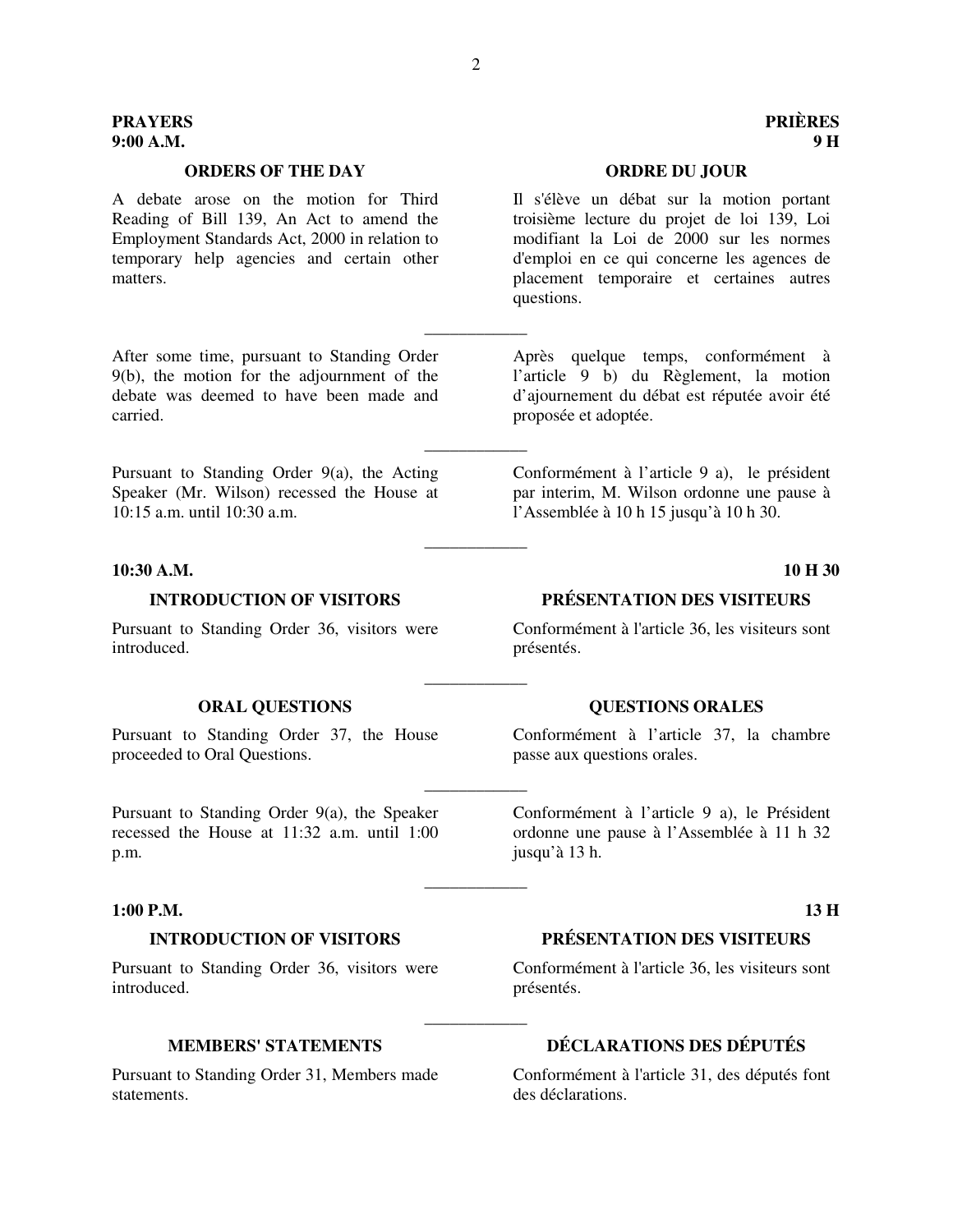**PRAYERS**
**9:00 A.M.**

**PRIÈRES**
**9 H**

**ORDERS OF THE DAY**

A debate arose on the motion for Third Reading of Bill 139, An Act to amend the Employment Standards Act, 2000 in relation to temporary help agencies and certain other matters.

**ORDRE DU JOUR**

Il s'élève un débat sur la motion portant troisième lecture du projet de loi 139, Loi modifiant la Loi de 2000 sur les normes d'emploi en ce qui concerne les agences de placement temporaire et certaines autres questions.

---

After some time, pursuant to Standing Order 9(b), the motion for the adjournment of the debate was deemed to have been made and carried.

Après quelque temps, conformément à l'article 9 b) du Règlement, la motion d'ajournement du débat est réputée avoir été proposée et adoptée.

---

Pursuant to Standing Order 9(a), the Acting Speaker (Mr. Wilson) recessed the House at 10:15 a.m. until 10:30 a.m.

Conformément à l'article 9 a), le président par interim, M. Wilson ordonne une pause à l'Assemblée à 10 h 15 jusqu'à 10 h 30.

---

**10:30 A.M.**

**10 H 30**

**INTRODUCTION OF VISITORS**

Pursuant to Standing Order 36, visitors were introduced.

**PRÉSENTATION DES VISITEURS**

Conformément à l'article 36, les visiteurs sont présentés.

---

**ORAL QUESTIONS**

Pursuant to Standing Order 37, the House proceeded to Oral Questions.

**QUESTIONS ORALES**

Conformément à l'article 37, la chambre passe aux questions orales.

---

Pursuant to Standing Order 9(a), the Speaker recessed the House at 11:32 a.m. until 1:00 p.m.

Conformément à l'article 9 a), le Président ordonne une pause à l'Assemblée à 11 h 32 jusqu'à 13 h.

---

**1:00 P.M.**

**13 H**

**INTRODUCTION OF VISITORS**

Pursuant to Standing Order 36, visitors were introduced.

**PRÉSENTATION DES VISITEURS**

Conformément à l'article 36, les visiteurs sont présentés.

---

**MEMBERS' STATEMENTS**

Pursuant to Standing Order 31, Members made statements.

**DÉCLARATIONS DES DÉPUTÉS**

Conformément à l'article 31, des députés font des déclarations.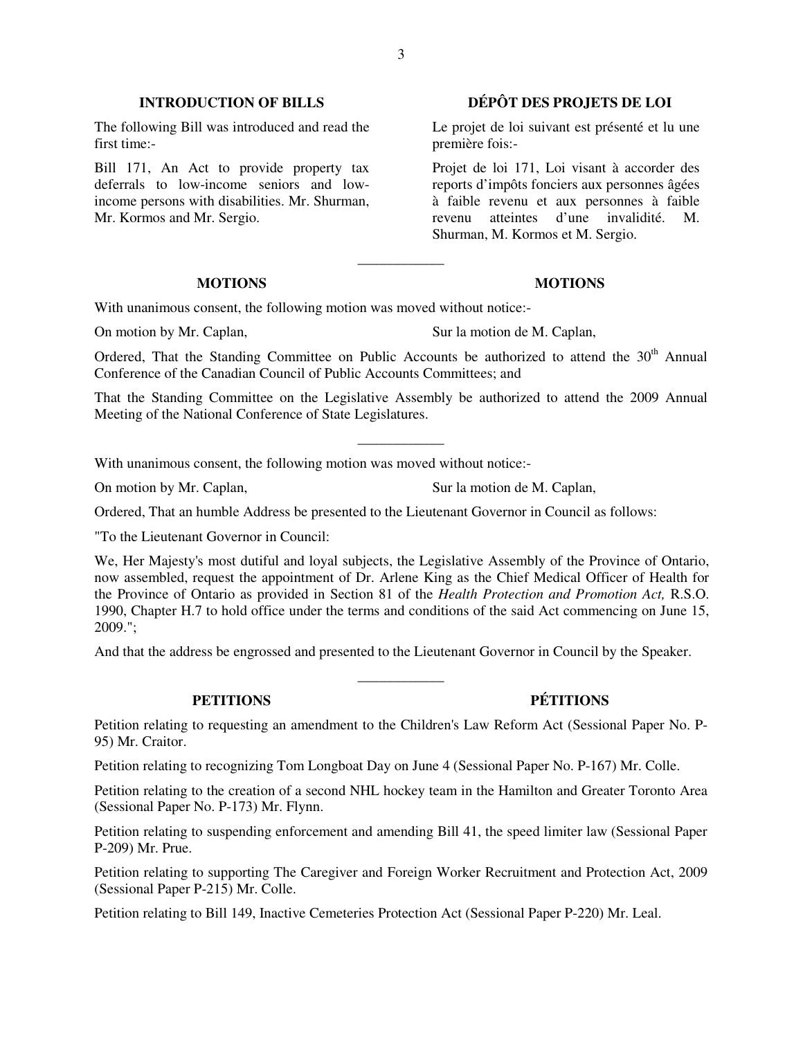## INTRODUCTION OF BILLS

The following Bill was introduced and read the first time:-

Bill 171, An Act to provide property tax deferrals to low-income seniors and low-income persons with disabilities. Mr. Shurman, Mr. Kormos and Mr. Sergio.

## DÉPÔT DES PROJETS DE LOI

Le projet de loi suivant est présenté et lu une première fois:-

Projet de loi 171, Loi visant à accorder des reports d'impôts fonciers aux personnes âgées à faible revenu et aux personnes à faible revenu atteintes d'une invalidité. M. Shurman, M. Kormos et M. Sergio.

---

## MOTIONS

## MOTIONS

With unanimous consent, the following motion was moved without notice:-

On motion by Mr. Caplan,

Sur la motion de M. Caplan,

Ordered, That the Standing Committee on Public Accounts be authorized to attend the 30th Annual Conference of the Canadian Council of Public Accounts Committees; and

That the Standing Committee on the Legislative Assembly be authorized to attend the 2009 Annual Meeting of the National Conference of State Legislatures.

---

With unanimous consent, the following motion was moved without notice:-

On motion by Mr. Caplan,

Sur la motion de M. Caplan,

Ordered, That an humble Address be presented to the Lieutenant Governor in Council as follows:

"To the Lieutenant Governor in Council:

We, Her Majesty's most dutiful and loyal subjects, the Legislative Assembly of the Province of Ontario, now assembled, request the appointment of Dr. Arlene King as the Chief Medical Officer of Health for the Province of Ontario as provided in Section 81 of the *Health Protection and Promotion Act,* R.S.O. 1990, Chapter H.7 to hold office under the terms and conditions of the said Act commencing on June 15, 2009.";

And that the address be engrossed and presented to the Lieutenant Governor in Council by the Speaker.

---

## PETITIONS

## PÉTITIONS

Petition relating to requesting an amendment to the Children's Law Reform Act (Sessional Paper No. P-95) Mr. Craitor.

Petition relating to recognizing Tom Longboat Day on June 4 (Sessional Paper No. P-167) Mr. Colle.

Petition relating to the creation of a second NHL hockey team in the Hamilton and Greater Toronto Area (Sessional Paper No. P-173) Mr. Flynn.

Petition relating to suspending enforcement and amending Bill 41, the speed limiter law (Sessional Paper P-209) Mr. Prue.

Petition relating to supporting The Caregiver and Foreign Worker Recruitment and Protection Act, 2009 (Sessional Paper P-215) Mr. Colle.

Petition relating to Bill 149, Inactive Cemeteries Protection Act (Sessional Paper P-220) Mr. Leal.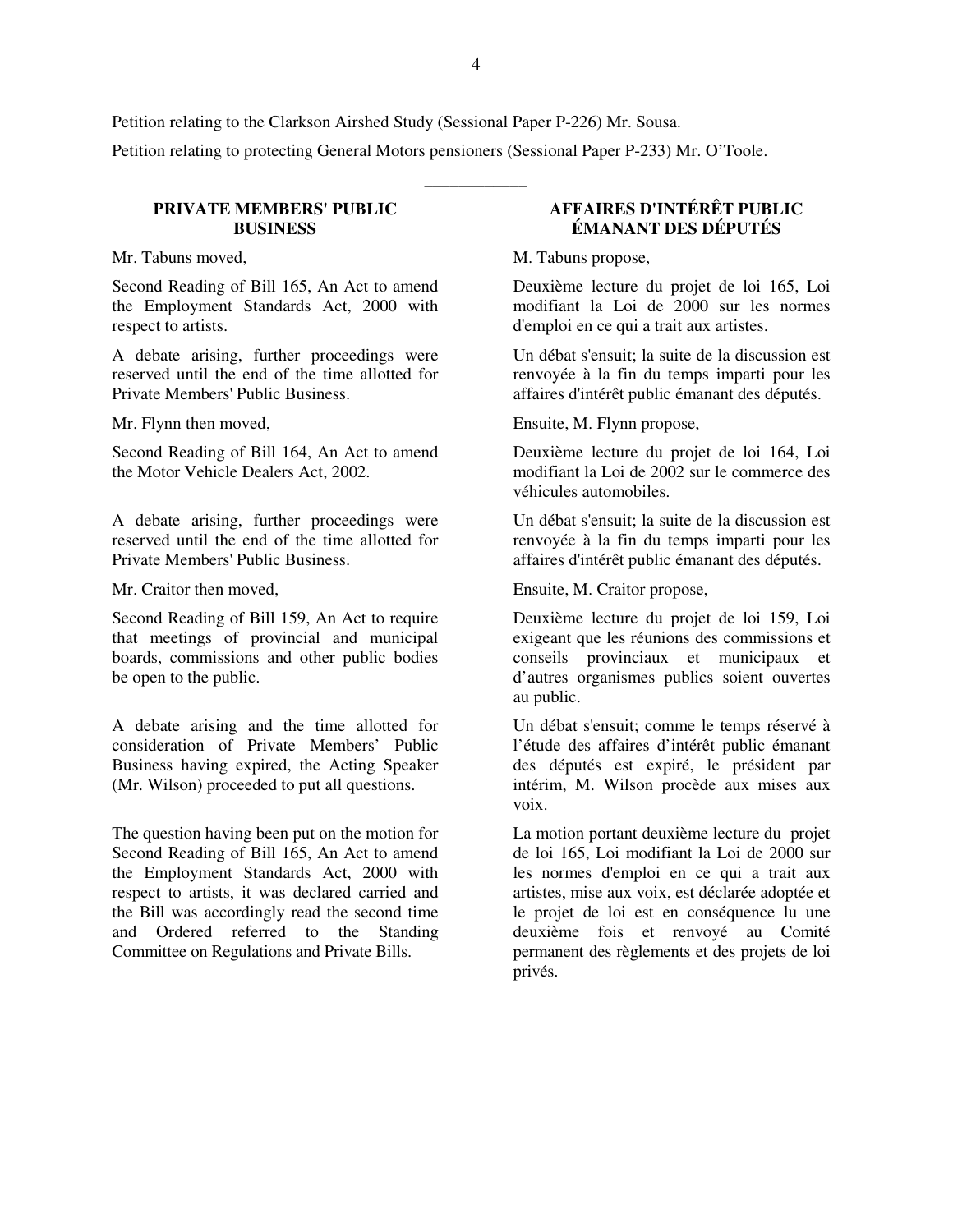Petition relating to the Clarkson Airshed Study (Sessional Paper P-226) Mr. Sousa.

Petition relating to protecting General Motors pensioners (Sessional Paper P-233) Mr. O'Toole.

---

## PRIVATE MEMBERS' PUBLIC BUSINESS

Mr. Tabuns moved,

Second Reading of Bill 165, An Act to amend the Employment Standards Act, 2000 with respect to artists.

A debate arising, further proceedings were reserved until the end of the time allotted for Private Members' Public Business.

Mr. Flynn then moved,

Second Reading of Bill 164, An Act to amend the Motor Vehicle Dealers Act, 2002.

A debate arising, further proceedings were reserved until the end of the time allotted for Private Members' Public Business.

Mr. Craitor then moved,

Second Reading of Bill 159, An Act to require that meetings of provincial and municipal boards, commissions and other public bodies be open to the public.

A debate arising and the time allotted for consideration of Private Members' Public Business having expired, the Acting Speaker (Mr. Wilson) proceeded to put all questions.

The question having been put on the motion for Second Reading of Bill 165, An Act to amend the Employment Standards Act, 2000 with respect to artists, it was declared carried and the Bill was accordingly read the second time and Ordered referred to the Standing Committee on Regulations and Private Bills.

## AFFAIRES D'INTÉRÊT PUBLIC ÉMANANT DES DÉPUTÉS

M. Tabuns propose,

Deuxième lecture du projet de loi 165, Loi modifiant la Loi de 2000 sur les normes d'emploi en ce qui a trait aux artistes.

Un débat s'ensuit; la suite de la discussion est renvoyée à la fin du temps imparti pour les affaires d'intérêt public émanant des députés.

Ensuite, M. Flynn propose,

Deuxième lecture du projet de loi 164, Loi modifiant la Loi de 2002 sur le commerce des véhicules automobiles.

Un débat s'ensuit; la suite de la discussion est renvoyée à la fin du temps imparti pour les affaires d'intérêt public émanant des députés.

Ensuite, M. Craitor propose,

Deuxième lecture du projet de loi 159, Loi exigeant que les réunions des commissions et conseils provinciaux et municipaux et d'autres organismes publics soient ouvertes au public.

Un débat s'ensuit; comme le temps réservé à l'étude des affaires d'intérêt public émanant des députés est expiré, le président par intérim, M. Wilson procède aux mises aux voix.

La motion portant deuxième lecture du projet de loi 165, Loi modifiant la Loi de 2000 sur les normes d'emploi en ce qui a trait aux artistes, mise aux voix, est déclarée adoptée et le projet de loi est en conséquence lu une deuxième fois et renvoyé au Comité permanent des règlements et des projets de loi privés.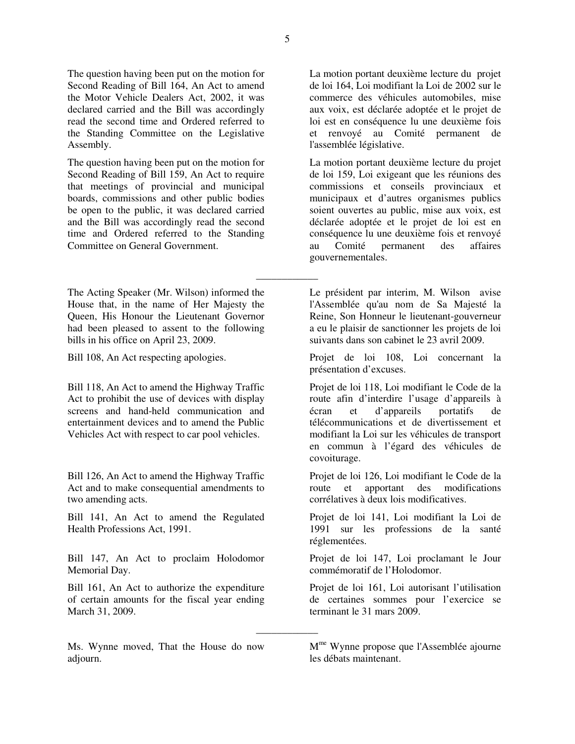The question having been put on the motion for Second Reading of Bill 164, An Act to amend the Motor Vehicle Dealers Act, 2002, it was declared carried and the Bill was accordingly read the second time and Ordered referred to the Standing Committee on the Legislative Assembly.

La motion portant deuxième lecture du projet de loi 164, Loi modifiant la Loi de 2002 sur le commerce des véhicules automobiles, mise aux voix, est déclarée adoptée et le projet de loi est en conséquence lu une deuxième fois et renvoyé au Comité permanent de l'assemblée législative.

The question having been put on the motion for Second Reading of Bill 159, An Act to require that meetings of provincial and municipal boards, commissions and other public bodies be open to the public, it was declared carried and the Bill was accordingly read the second time and Ordered referred to the Standing Committee on General Government.

La motion portant deuxième lecture du projet de loi 159, Loi exigeant que les réunions des commissions et conseils provinciaux et municipaux et d'autres organismes publics soient ouvertes au public, mise aux voix, est déclarée adoptée et le projet de loi est en conséquence lu une deuxième fois et renvoyé au Comité permanent des affaires gouvernementales.

---

The Acting Speaker (Mr. Wilson) informed the House that, in the name of Her Majesty the Queen, His Honour the Lieutenant Governor had been pleased to assent to the following bills in his office on April 23, 2009.

Le président par interim, M. Wilson avise l'Assemblée qu'au nom de Sa Majesté la Reine, Son Honneur le lieutenant-gouverneur a eu le plaisir de sanctionner les projets de loi suivants dans son cabinet le 23 avril 2009.

Bill 108, An Act respecting apologies.

Projet de loi 108, Loi concernant la présentation d'excuses.

Bill 118, An Act to amend the Highway Traffic Act to prohibit the use of devices with display screens and hand-held communication and entertainment devices and to amend the Public Vehicles Act with respect to car pool vehicles.

Projet de loi 118, Loi modifiant le Code de la route afin d'interdire l'usage d'appareils à écran et d'appareils portatifs de télécommunications et de divertissement et modifiant la Loi sur les véhicules de transport en commun à l'égard des véhicules de covoiturage.

Bill 126, An Act to amend the Highway Traffic Act and to make consequential amendments to two amending acts.

Projet de loi 126, Loi modifiant le Code de la route et apportant des modifications corrélatives à deux lois modificatives.

Bill 141, An Act to amend the Regulated Health Professions Act, 1991.

Projet de loi 141, Loi modifiant la Loi de 1991 sur les professions de la santé réglementées.

Bill 147, An Act to proclaim Holodomor Memorial Day.

Projet de loi 147, Loi proclamant le Jour commémoratif de l'Holodomor.

Bill 161, An Act to authorize the expenditure of certain amounts for the fiscal year ending March 31, 2009.

Projet de loi 161, Loi autorisant l'utilisation de certaines sommes pour l'exercice se terminant le 31 mars 2009.

---

Ms. Wynne moved, That the House do now adjourn.

M[me] Wynne propose que l'Assemblée ajourne les débats maintenant.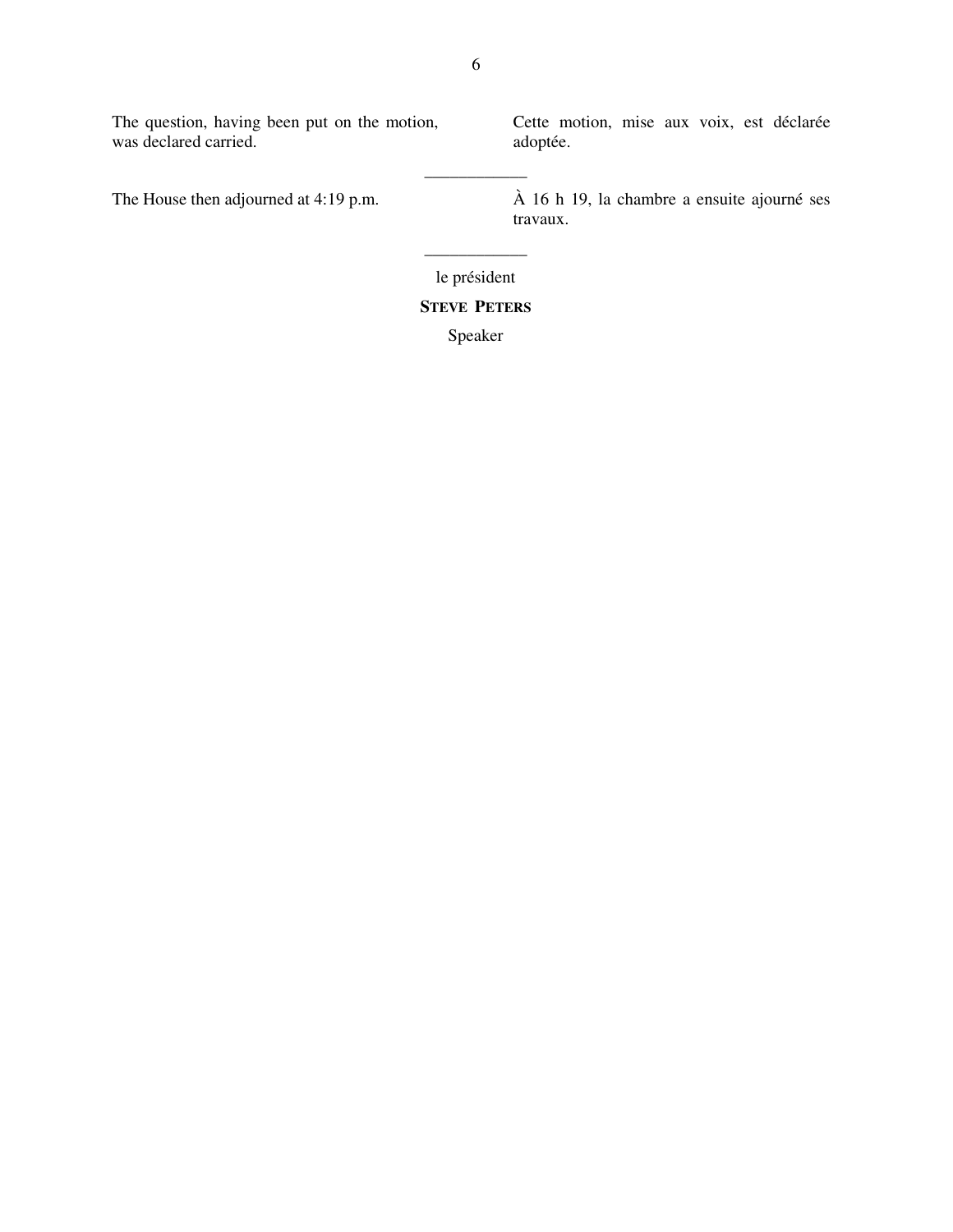The question, having been put on the motion, was declared carried.

Cette motion, mise aux voix, est déclarée adoptée.

---

The House then adjourned at 4:19 p.m.

À 16 h 19, la chambre a ensuite ajourné ses travaux.

---

le président

**STEVE PETERS**

Speaker